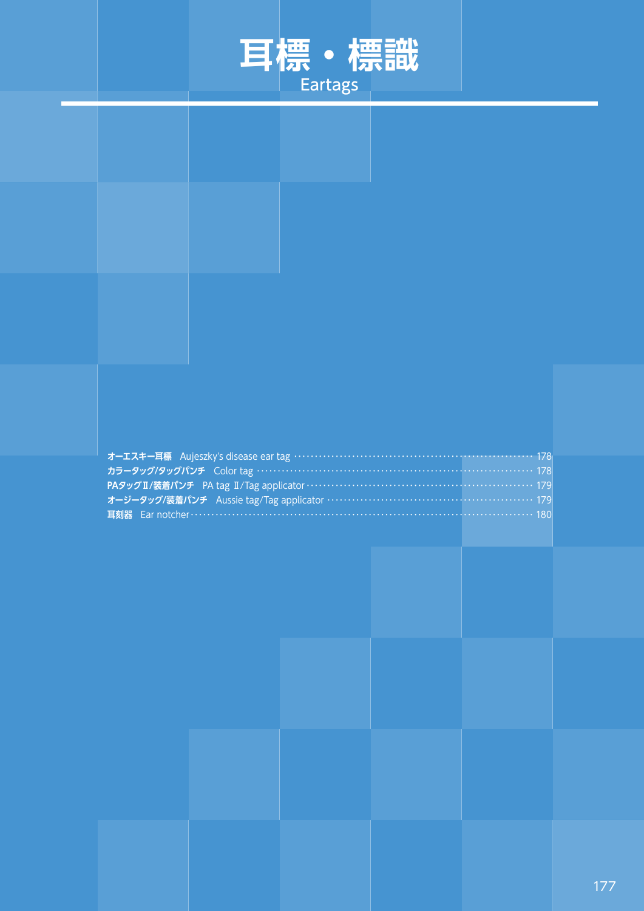# 耳標・標識
## Eartags

| | | |
|---|---|---|
| **オーエスキー耳標** | Aujeszky's disease ear tag | 178 |
| **カラータッグ/タッグパンチ** | Color tag | 178 |
| **PAタッグⅡ/装着パンチ** | PA tag Ⅱ/Tag applicator | 179 |
| **オージータッグ/装着パンチ** | Aussie tag/Tag applicator | 179 |
| **耳刻器** | Ear notcher | 180 |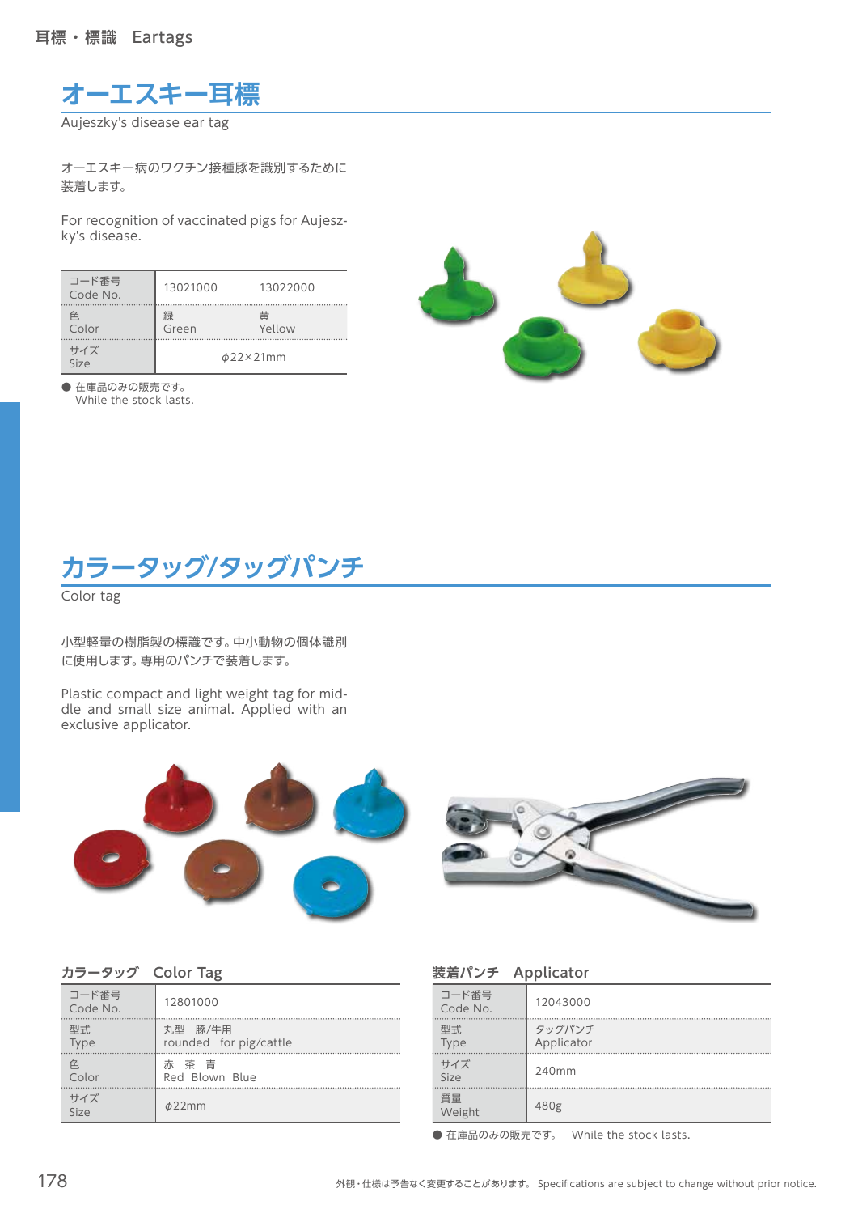## オーエスキー耳標

Aujeszky's disease ear tag

オーエスキー病のワクチン接種豚を識別するために装着します。

For recognition of vaccinated pigs for Aujeszky's disease.

| コード番号 Code No. | 13021000 | 13022000 |
|---|---|---|
| 色 Color | 緑 Green | 黄 Yellow |
| サイズ Size | φ22×21mm | |

● 在庫品のみの販売です。
While the stock lasts.

## カラータッグ/タッグパンチ

Color tag

小型軽量の樹脂製の標識です。中小動物の個体識別に使用します。専用のパンチで装着します。

Plastic compact and light weight tag for middle and small size animal. Applied with an exclusive applicator.

### カラータッグ　Color Tag

| コード番号 Code No. | 12801000 |
|---|---|
| 型式 Type | 丸型　豚/牛用 rounded　for pig/cattle |
| 色 Color | 赤　茶　青 Red　Blown　Blue |
| サイズ Size | φ22mm |

### 装着パンチ　Applicator

| コード番号 Code No. | 12043000 |
|---|---|
| 型式 Type | タッグパンチ Applicator |
| サイズ Size | 240mm |
| 質量 Weight | 480g |

● 在庫品のみの販売です。　While the stock lasts.

外観・仕様は予告なく変更することがあります。 Specifications are subject to change without prior notice.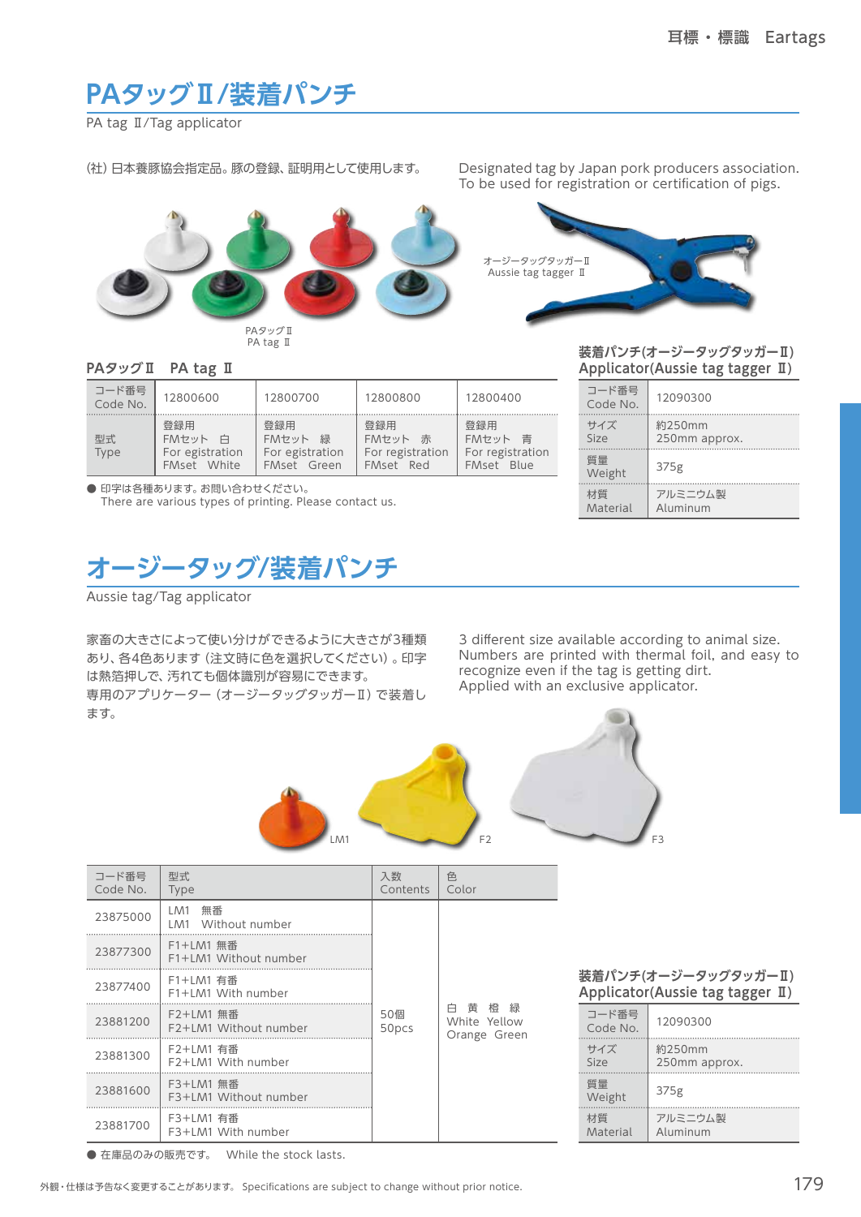# PAタッグⅡ/装着パンチ

PA tag Ⅱ/Tag applicator

(社) 日本養豚協会指定品。豚の登録、証明用として使用します。

Designated tag by Japan pork producers association. To be used for registration or certification of pigs.

オージータッグタッガーⅡ
Aussie tag tagger Ⅱ

PAタッグⅡ
PA tag Ⅱ

### PAタッグⅡ　PA tag Ⅱ

| コード番号 Code No. | 12800600 | 12800700 | 12800800 | 12800400 |
|---|---|---|---|---|
| 型式 Type | 登録用 FMセット　白 For egistration FMset　White | 登録用 FMセット　緑 For egistration FMset　Green | 登録用 FMセット　赤 For registration FMset　Red | 登録用 FMセット　青 For registration FMset　Blue |

● 印字は各種あります。お問い合わせください。
There are various types of printing. Please contact us.

### 装着パンチ(オージータッグタッガーⅡ) Applicator(Aussie tag tagger Ⅱ)

| コード番号 Code No. | 12090300 |
|---|---|
| サイズ Size | 約250mm 250mm approx. |
| 質量 Weight | 375g |
| 材質 Material | アルミニウム製 Aluminum |

# オージータッグ/装着パンチ

Aussie tag/Tag applicator

家畜の大きさによって使い分けができるように大きさが3種類あり、各4色あります（注文時に色を選択してください）。印字は熱箔押しで、汚れても個体識別が容易にできます。
専用のアプリケーター（オージータッグタッガーⅡ）で装着します。

3 different size available according to animal size. Numbers are printed with thermal foil, and easy to recognize even if the tag is getting dirt.
Applied with an exclusive applicator.

LM1　F2　F3

| コード番号 Code No. | 型式 Type | 入数 Contents | 色 Color |
|---|---|---|---|
| 23875000 | LM1　無番 LM1　Without number | 50個 50pcs | 白　黄　橙　緑 White　Yellow Orange　Green |
| 23877300 | F1+LM1 無番 F1+LM1 Without number | | |
| 23877400 | F1+LM1 有番 F1+LM1 With number | | |
| 23881200 | F2+LM1 無番 F2+LM1 Without number | | |
| 23881300 | F2+LM1 有番 F2+LM1 With number | | |
| 23881600 | F3+LM1 無番 F3+LM1 Without number | | |
| 23881700 | F3+LM1 有番 F3+LM1 With number | | |

● 在庫品のみの販売です。　While the stock lasts.

### 装着パンチ(オージータッグタッガーⅡ) Applicator(Aussie tag tagger Ⅱ)

| コード番号 Code No. | 12090300 |
|---|---|
| サイズ Size | 約250mm 250mm approx. |
| 質量 Weight | 375g |
| 材質 Material | アルミニウム製 Aluminum |

外観・仕様は予告なく変更することがあります。 Specifications are subject to change without prior notice.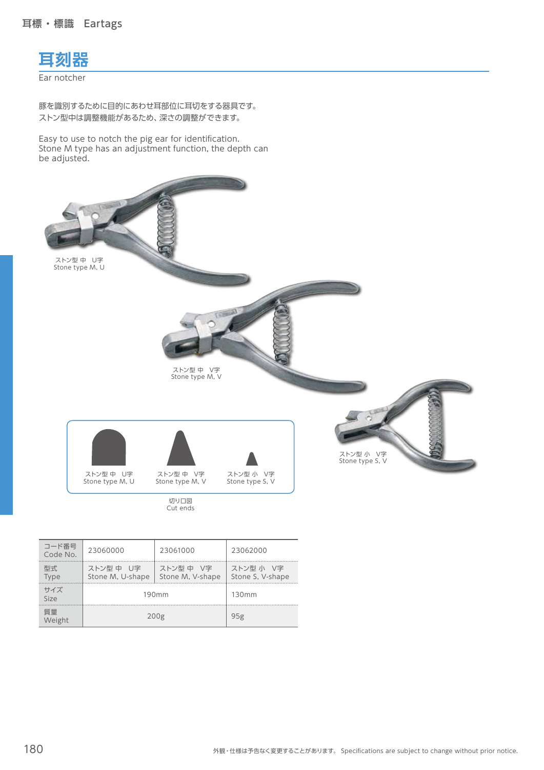# 耳刻器

Ear notcher

豚を識別するために目的にあわせ耳部位に耳切をする器具です。
ストン型中は調整機能があるため、深さの調整ができます。

Easy to use to notch the pig ear for identification.
Stone M type has an adjustment function, the depth can be adjusted.

ストン型 中　U字
Stone type M, U

ストン型 中　V字
Stone type M, V

ストン型 小　V字
Stone type S, V

ストン型 中　U字
Stone type M, U

ストン型 中　V字
Stone type M, V

ストン型 小　V字
Stone type S, V

切り口図
Cut ends

| コード番号 Code No. | 23060000 | 23061000 | 23062000 |
|---|---|---|---|
| 型式 Type | ストン型 中　U字 Stone M, U-shape | ストン型 中　V字 Stone M, V-shape | ストン型 小　V字 Stone S, V-shape |
| サイズ Size | 190mm | | 130mm |
| 質量 Weight | 200g | | 95g |

外観・仕様は予告なく変更することがあります。 Specifications are subject to change without prior notice.